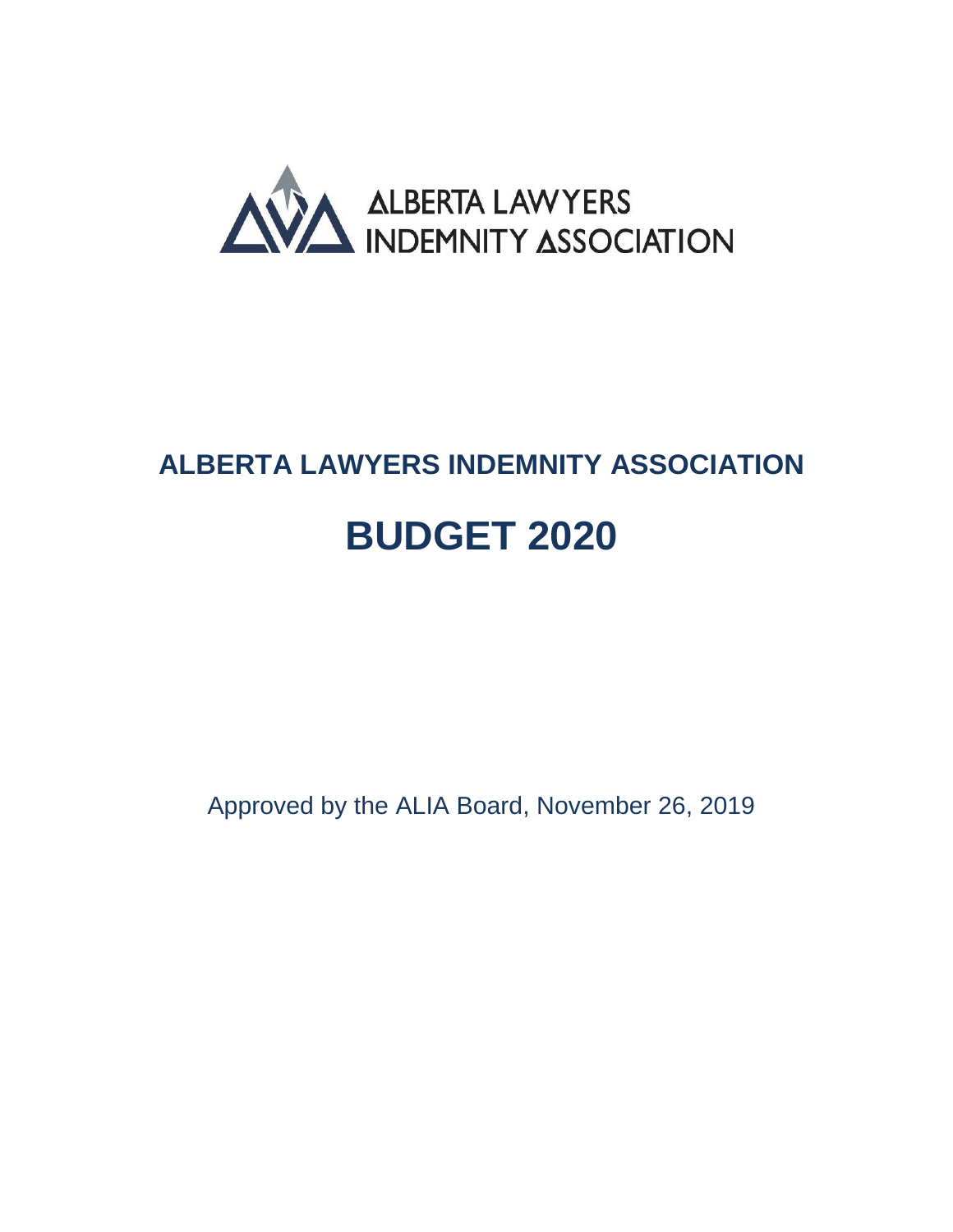ALBERTA LAWYERS INDEMNITY ASSOCIATION

# ALBERTA LAWYERS INDEMNITY ASSOCIATION

# BUDGET 2020

Approved by the ALIA Board, November 26, 2019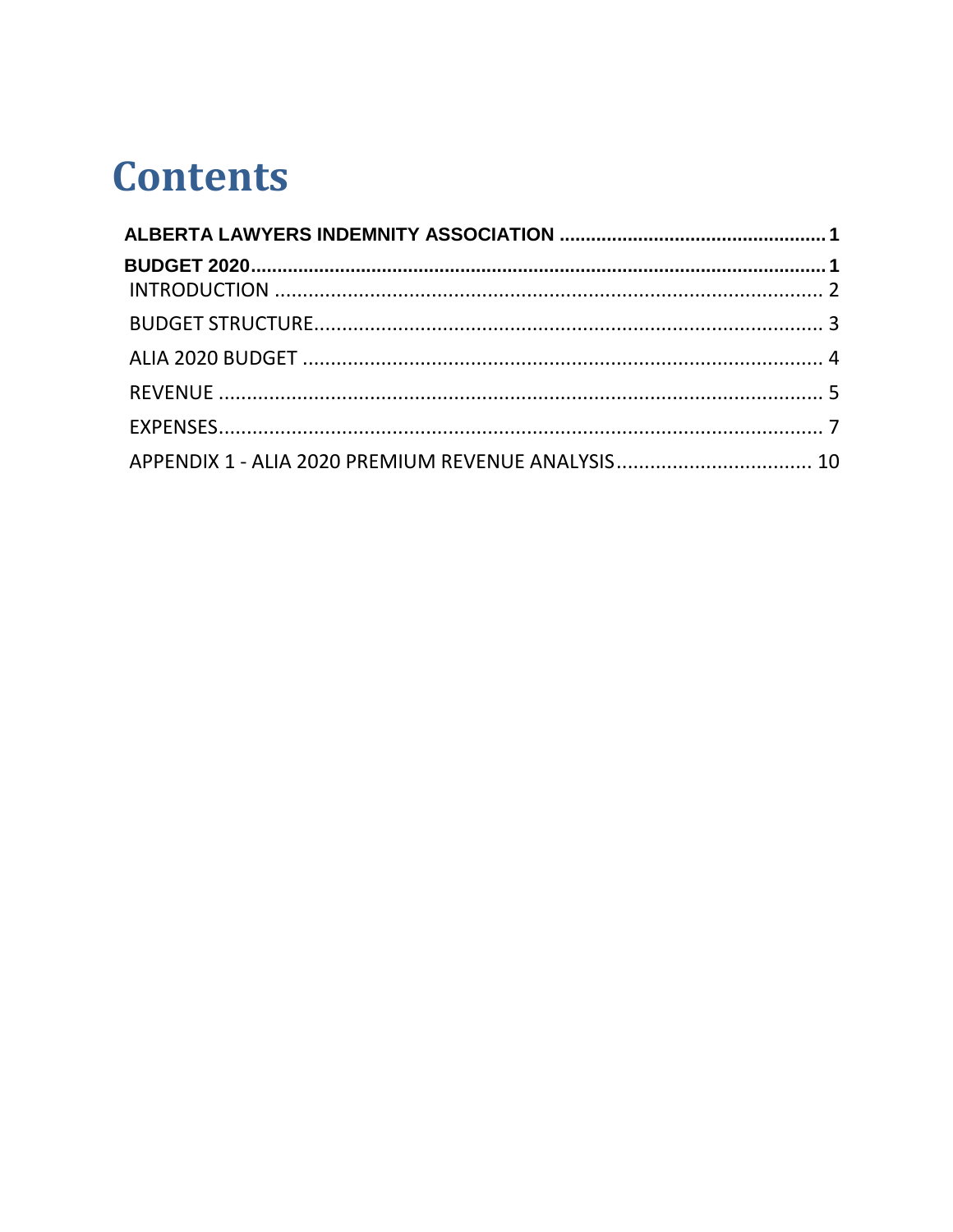# Contents

**ALBERTA LAWYERS INDEMNITY ASSOCIATION .................................................. 1**

**BUDGET 2020........................................................................................................... 1**

INTRODUCTION ................................................................................................ 2

BUDGET STRUCTURE......................................................................................... 3

ALIA 2020 BUDGET ............................................................................................ 4

REVENUE .......................................................................................................... 5

EXPENSES.......................................................................................................... 7

APPENDIX 1 - ALIA 2020 PREMIUM REVENUE ANALYSIS.................................. 10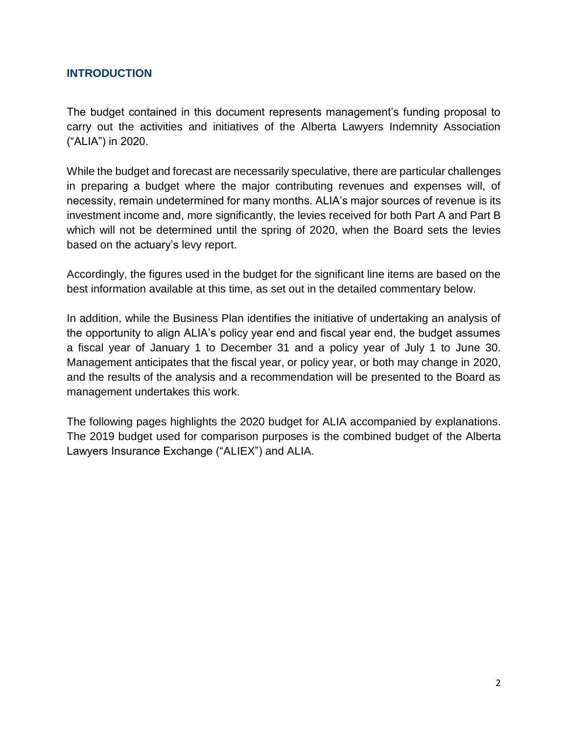## INTRODUCTION

The budget contained in this document represents management's funding proposal to carry out the activities and initiatives of the Alberta Lawyers Indemnity Association ("ALIA") in 2020.

While the budget and forecast are necessarily speculative, there are particular challenges in preparing a budget where the major contributing revenues and expenses will, of necessity, remain undetermined for many months. ALIA's major sources of revenue is its investment income and, more significantly, the levies received for both Part A and Part B which will not be determined until the spring of 2020, when the Board sets the levies based on the actuary's levy report.

Accordingly, the figures used in the budget for the significant line items are based on the best information available at this time, as set out in the detailed commentary below.

In addition, while the Business Plan identifies the initiative of undertaking an analysis of the opportunity to align ALIA's policy year end and fiscal year end, the budget assumes a fiscal year of January 1 to December 31 and a policy year of July 1 to June 30. Management anticipates that the fiscal year, or policy year, or both may change in 2020, and the results of the analysis and a recommendation will be presented to the Board as management undertakes this work.

The following pages highlights the 2020 budget for ALIA accompanied by explanations. The 2019 budget used for comparison purposes is the combined budget of the Alberta Lawyers Insurance Exchange ("ALIEX") and ALIA.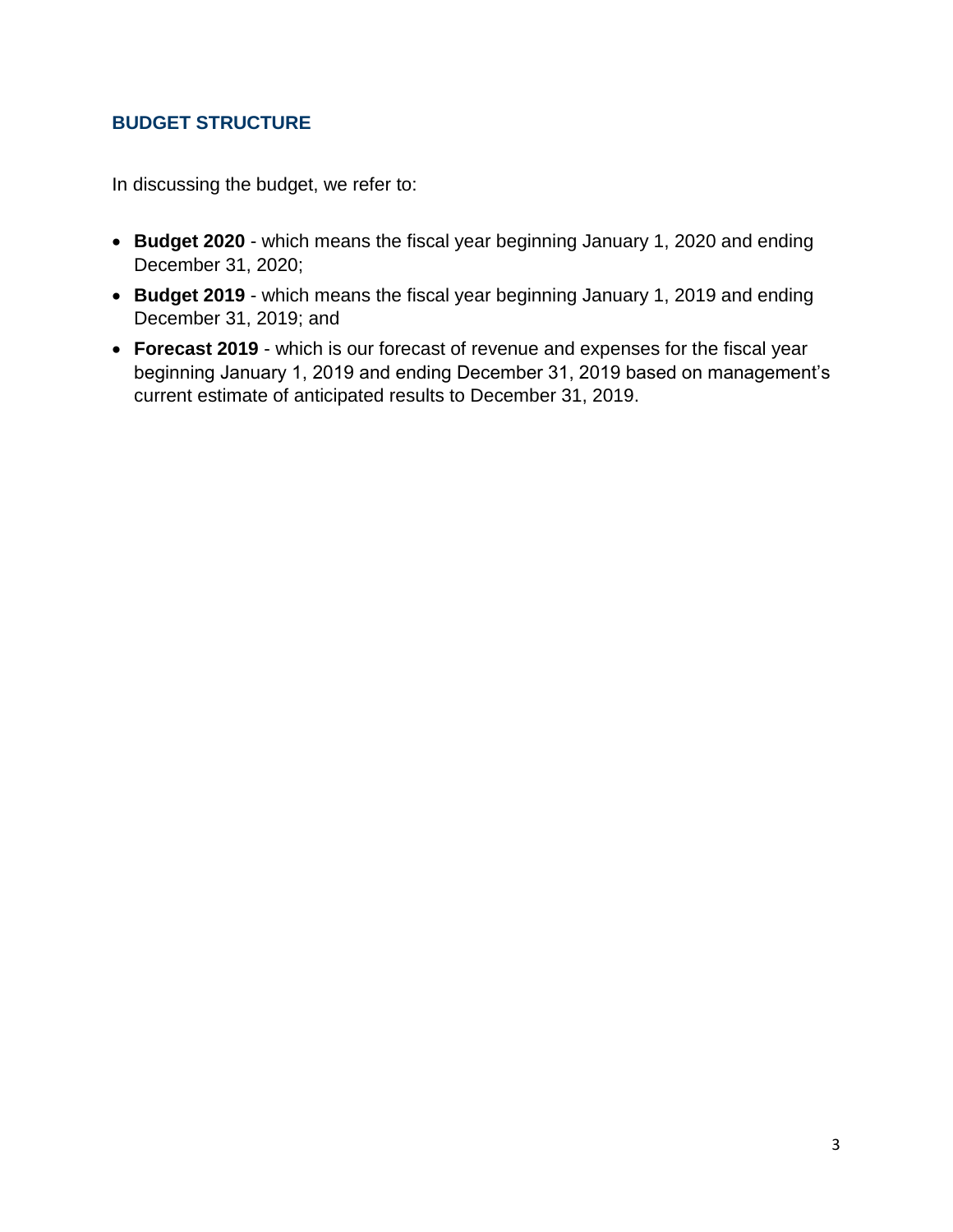## BUDGET STRUCTURE

In discussing the budget, we refer to:

- **Budget 2020** - which means the fiscal year beginning January 1, 2020 and ending December 31, 2020;
- **Budget 2019** - which means the fiscal year beginning January 1, 2019 and ending December 31, 2019; and
- **Forecast 2019** - which is our forecast of revenue and expenses for the fiscal year beginning January 1, 2019 and ending December 31, 2019 based on management's current estimate of anticipated results to December 31, 2019.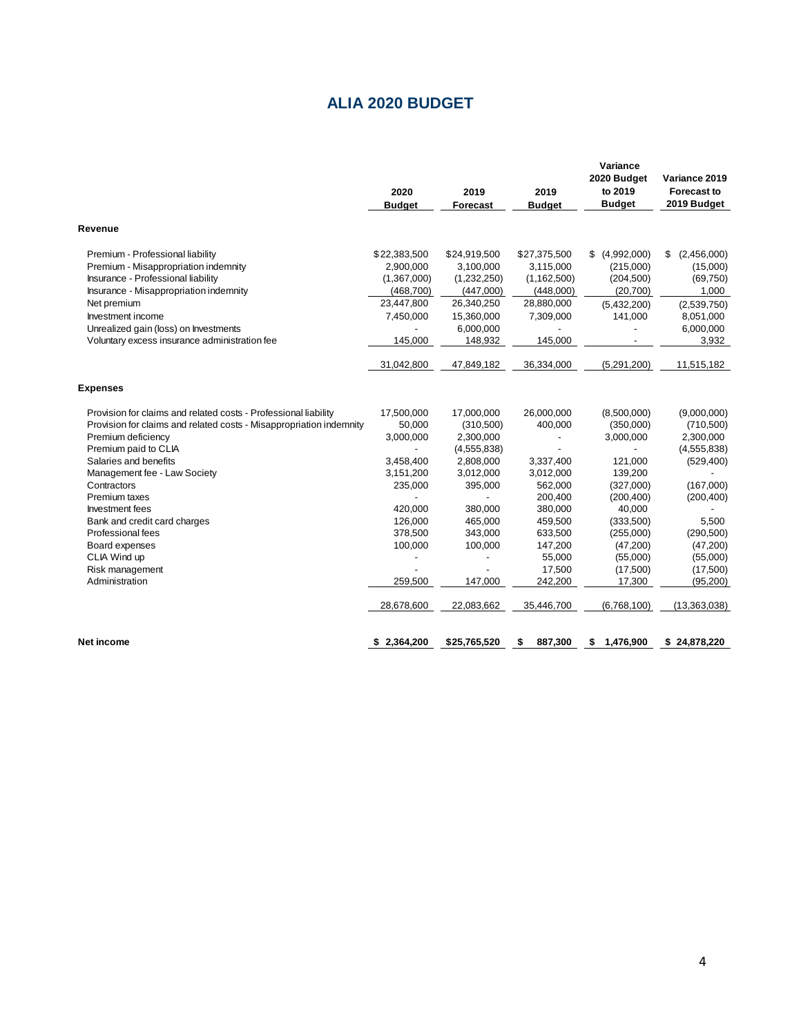# ALIA 2020 BUDGET

| | 2020 Budget | 2019 Forecast | 2019 Budget | Variance 2020 Budget to 2019 Budget | Variance 2019 Forecast to 2019 Budget |
|---|---|---|---|---|---|
| **Revenue** | | | | | |
| Premium - Professional liability | $22,383,500 | $24,919,500 | $27,375,500 | $ (4,992,000) | $ (2,456,000) |
| Premium - Misappropriation indemnity | 2,900,000 | 3,100,000 | 3,115,000 | (215,000) | (15,000) |
| Insurance - Professional liability | (1,367,000) | (1,232,250) | (1,162,500) | (204,500) | (69,750) |
| Insurance - Misappropriation indemnity | (468,700) | (447,000) | (448,000) | (20,700) | 1,000 |
| Net premium | 23,447,800 | 26,340,250 | 28,880,000 | (5,432,200) | (2,539,750) |
| Investment income | 7,450,000 | 15,360,000 | 7,309,000 | 141,000 | 8,051,000 |
| Unrealized gain (loss) on Investments | - | 6,000,000 | - | - | 6,000,000 |
| Voluntary excess insurance administration fee | 145,000 | 148,932 | 145,000 | - | 3,932 |
| | 31,042,800 | 47,849,182 | 36,334,000 | (5,291,200) | 11,515,182 |
| **Expenses** | | | | | |
| Provision for claims and related costs - Professional liability | 17,500,000 | 17,000,000 | 26,000,000 | (8,500,000) | (9,000,000) |
| Provision for claims and related costs - Misappropriation indemnity | 50,000 | (310,500) | 400,000 | (350,000) | (710,500) |
| Premium deficiency | 3,000,000 | 2,300,000 | - | 3,000,000 | 2,300,000 |
| Premium paid to CLIA | - | (4,555,838) | - | - | (4,555,838) |
| Salaries and benefits | 3,458,400 | 2,808,000 | 3,337,400 | 121,000 | (529,400) |
| Management fee - Law Society | 3,151,200 | 3,012,000 | 3,012,000 | 139,200 | - |
| Contractors | 235,000 | 395,000 | 562,000 | (327,000) | (167,000) |
| Premium taxes | - | - | 200,400 | (200,400) | (200,400) |
| Investment fees | 420,000 | 380,000 | 380,000 | 40,000 | - |
| Bank and credit card charges | 126,000 | 465,000 | 459,500 | (333,500) | 5,500 |
| Professional fees | 378,500 | 343,000 | 633,500 | (255,000) | (290,500) |
| Board expenses | 100,000 | 100,000 | 147,200 | (47,200) | (47,200) |
| CLIA Wind up | - | - | 55,000 | (55,000) | (55,000) |
| Risk management | - | - | 17,500 | (17,500) | (17,500) |
| Administration | 259,500 | 147,000 | 242,200 | 17,300 | (95,200) |
| | 28,678,600 | 22,083,662 | 35,446,700 | (6,768,100) | (13,363,038) |
| **Net income** | **$ 2,364,200** | **$25,765,520** | **$ 887,300** | **$ 1,476,900** | **$ 24,878,220** |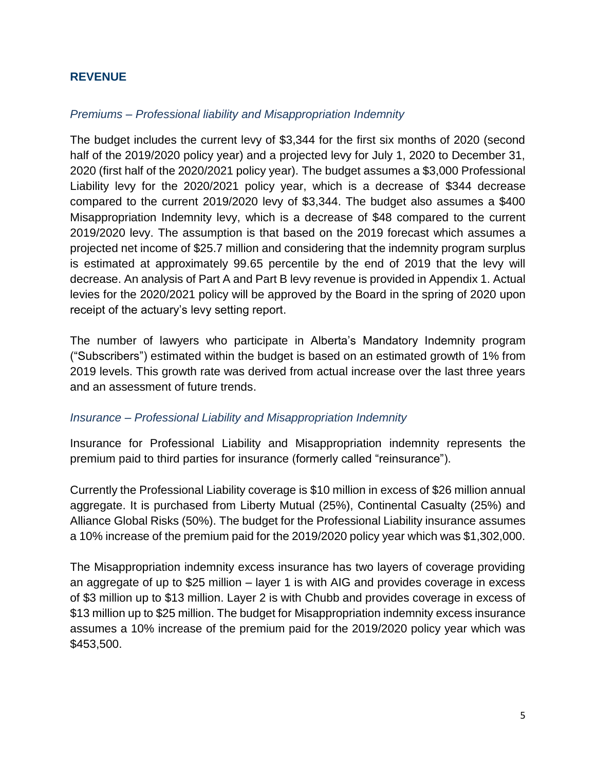## REVENUE

### *Premiums – Professional liability and Misappropriation Indemnity*

The budget includes the current levy of $3,344 for the first six months of 2020 (second half of the 2019/2020 policy year) and a projected levy for July 1, 2020 to December 31, 2020 (first half of the 2020/2021 policy year). The budget assumes a $3,000 Professional Liability levy for the 2020/2021 policy year, which is a decrease of $344 decrease compared to the current 2019/2020 levy of $3,344. The budget also assumes a $400 Misappropriation Indemnity levy, which is a decrease of $48 compared to the current 2019/2020 levy. The assumption is that based on the 2019 forecast which assumes a projected net income of $25.7 million and considering that the indemnity program surplus is estimated at approximately 99.65 percentile by the end of 2019 that the levy will decrease. An analysis of Part A and Part B levy revenue is provided in Appendix 1. Actual levies for the 2020/2021 policy will be approved by the Board in the spring of 2020 upon receipt of the actuary's levy setting report.

The number of lawyers who participate in Alberta's Mandatory Indemnity program ("Subscribers") estimated within the budget is based on an estimated growth of 1% from 2019 levels. This growth rate was derived from actual increase over the last three years and an assessment of future trends.

### *Insurance – Professional Liability and Misappropriation Indemnity*

Insurance for Professional Liability and Misappropriation indemnity represents the premium paid to third parties for insurance (formerly called "reinsurance").

Currently the Professional Liability coverage is $10 million in excess of $26 million annual aggregate. It is purchased from Liberty Mutual (25%), Continental Casualty (25%) and Alliance Global Risks (50%). The budget for the Professional Liability insurance assumes a 10% increase of the premium paid for the 2019/2020 policy year which was $1,302,000.

The Misappropriation indemnity excess insurance has two layers of coverage providing an aggregate of up to $25 million – layer 1 is with AIG and provides coverage in excess of $3 million up to $13 million. Layer 2 is with Chubb and provides coverage in excess of $13 million up to $25 million. The budget for Misappropriation indemnity excess insurance assumes a 10% increase of the premium paid for the 2019/2020 policy year which was $453,500.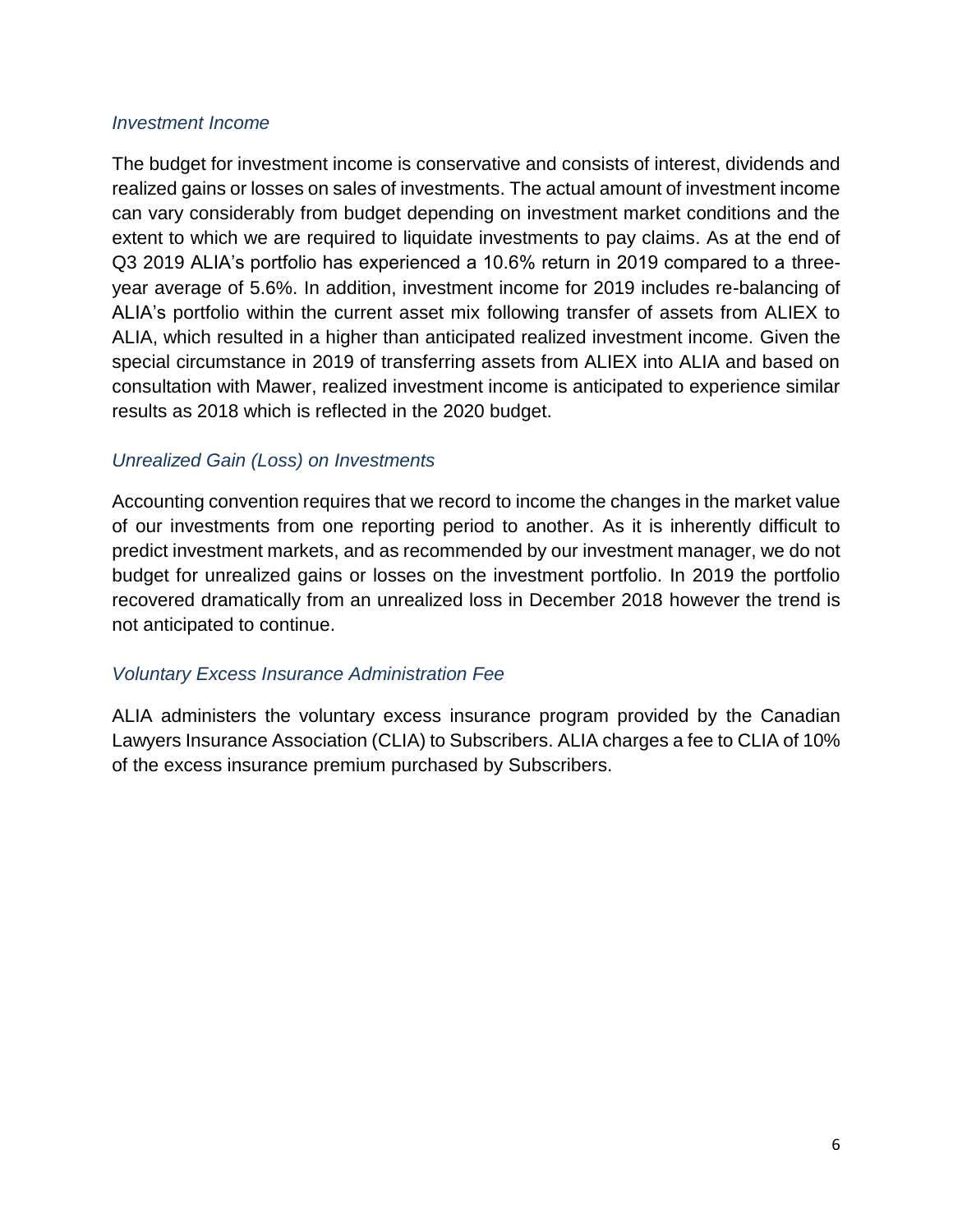### *Investment Income*

The budget for investment income is conservative and consists of interest, dividends and realized gains or losses on sales of investments. The actual amount of investment income can vary considerably from budget depending on investment market conditions and the extent to which we are required to liquidate investments to pay claims. As at the end of Q3 2019 ALIA's portfolio has experienced a 10.6% return in 2019 compared to a three-year average of 5.6%. In addition, investment income for 2019 includes re-balancing of ALIA's portfolio within the current asset mix following transfer of assets from ALIEX to ALIA, which resulted in a higher than anticipated realized investment income. Given the special circumstance in 2019 of transferring assets from ALIEX into ALIA and based on consultation with Mawer, realized investment income is anticipated to experience similar results as 2018 which is reflected in the 2020 budget.

### *Unrealized Gain (Loss) on Investments*

Accounting convention requires that we record to income the changes in the market value of our investments from one reporting period to another. As it is inherently difficult to predict investment markets, and as recommended by our investment manager, we do not budget for unrealized gains or losses on the investment portfolio. In 2019 the portfolio recovered dramatically from an unrealized loss in December 2018 however the trend is not anticipated to continue.

### *Voluntary Excess Insurance Administration Fee*

ALIA administers the voluntary excess insurance program provided by the Canadian Lawyers Insurance Association (CLIA) to Subscribers. ALIA charges a fee to CLIA of 10% of the excess insurance premium purchased by Subscribers.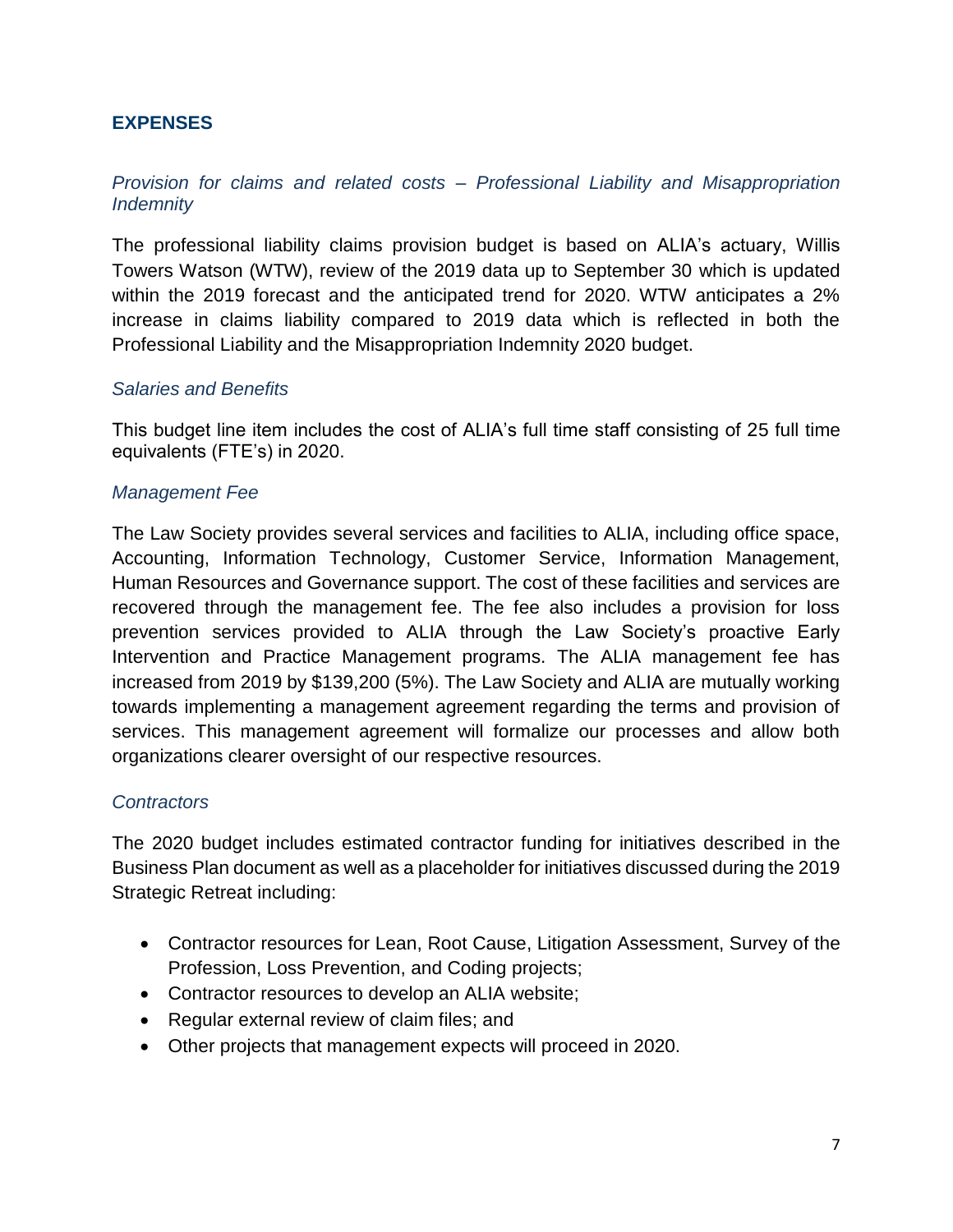## EXPENSES

### *Provision for claims and related costs – Professional Liability and Misappropriation Indemnity*

The professional liability claims provision budget is based on ALIA's actuary, Willis Towers Watson (WTW), review of the 2019 data up to September 30 which is updated within the 2019 forecast and the anticipated trend for 2020. WTW anticipates a 2% increase in claims liability compared to 2019 data which is reflected in both the Professional Liability and the Misappropriation Indemnity 2020 budget.

### *Salaries and Benefits*

This budget line item includes the cost of ALIA's full time staff consisting of 25 full time equivalents (FTE's) in 2020.

### *Management Fee*

The Law Society provides several services and facilities to ALIA, including office space, Accounting, Information Technology, Customer Service, Information Management, Human Resources and Governance support. The cost of these facilities and services are recovered through the management fee. The fee also includes a provision for loss prevention services provided to ALIA through the Law Society's proactive Early Intervention and Practice Management programs. The ALIA management fee has increased from 2019 by $139,200 (5%). The Law Society and ALIA are mutually working towards implementing a management agreement regarding the terms and provision of services. This management agreement will formalize our processes and allow both organizations clearer oversight of our respective resources.

### *Contractors*

The 2020 budget includes estimated contractor funding for initiatives described in the Business Plan document as well as a placeholder for initiatives discussed during the 2019 Strategic Retreat including:

- Contractor resources for Lean, Root Cause, Litigation Assessment, Survey of the Profession, Loss Prevention, and Coding projects;
- Contractor resources to develop an ALIA website;
- Regular external review of claim files; and
- Other projects that management expects will proceed in 2020.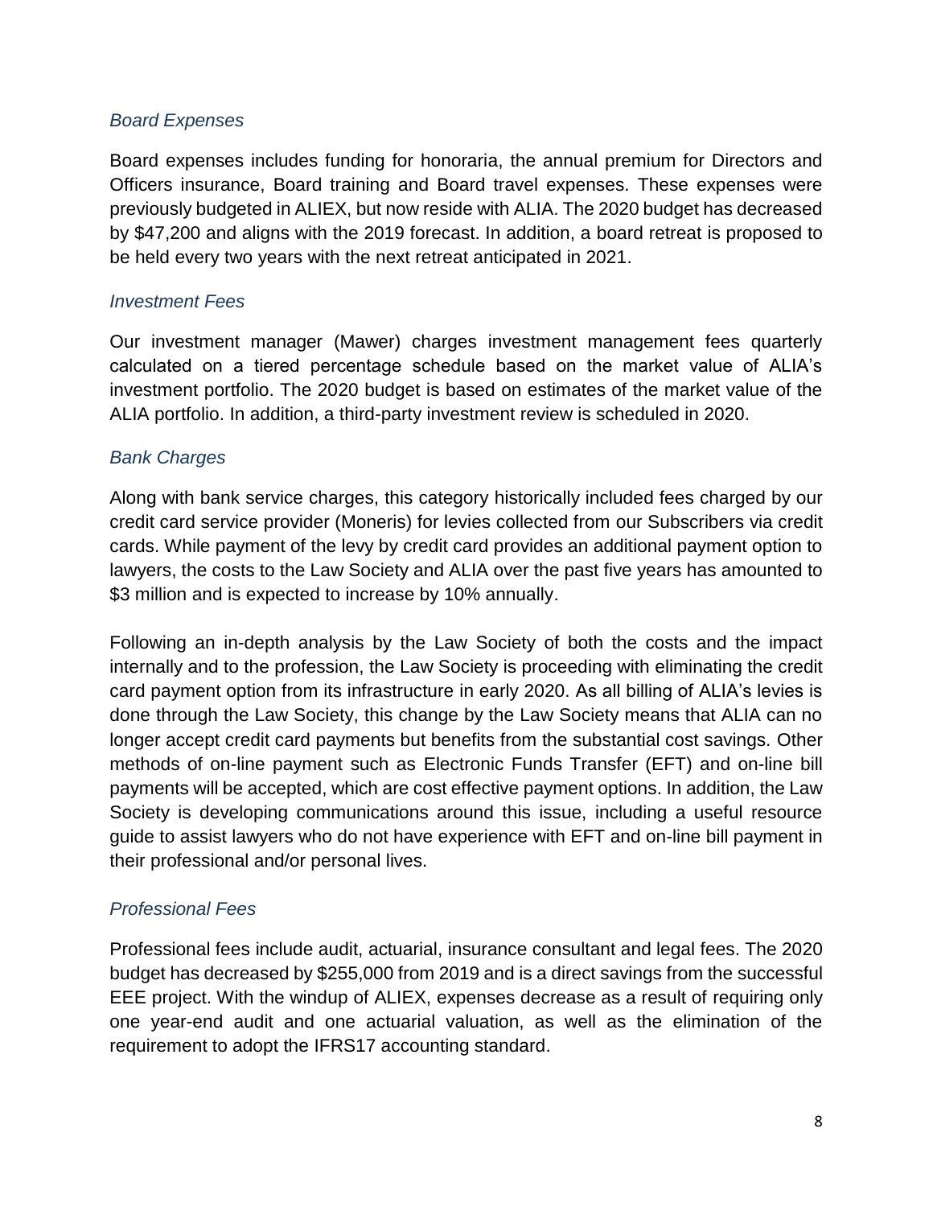### *Board Expenses*

Board expenses includes funding for honoraria, the annual premium for Directors and Officers insurance, Board training and Board travel expenses. These expenses were previously budgeted in ALIEX, but now reside with ALIA. The 2020 budget has decreased by $47,200 and aligns with the 2019 forecast. In addition, a board retreat is proposed to be held every two years with the next retreat anticipated in 2021.

### *Investment Fees*

Our investment manager (Mawer) charges investment management fees quarterly calculated on a tiered percentage schedule based on the market value of ALIA's investment portfolio. The 2020 budget is based on estimates of the market value of the ALIA portfolio. In addition, a third-party investment review is scheduled in 2020.

### *Bank Charges*

Along with bank service charges, this category historically included fees charged by our credit card service provider (Moneris) for levies collected from our Subscribers via credit cards. While payment of the levy by credit card provides an additional payment option to lawyers, the costs to the Law Society and ALIA over the past five years has amounted to $3 million and is expected to increase by 10% annually.

Following an in-depth analysis by the Law Society of both the costs and the impact internally and to the profession, the Law Society is proceeding with eliminating the credit card payment option from its infrastructure in early 2020. As all billing of ALIA's levies is done through the Law Society, this change by the Law Society means that ALIA can no longer accept credit card payments but benefits from the substantial cost savings. Other methods of on-line payment such as Electronic Funds Transfer (EFT) and on-line bill payments will be accepted, which are cost effective payment options. In addition, the Law Society is developing communications around this issue, including a useful resource guide to assist lawyers who do not have experience with EFT and on-line bill payment in their professional and/or personal lives.

### *Professional Fees*

Professional fees include audit, actuarial, insurance consultant and legal fees. The 2020 budget has decreased by $255,000 from 2019 and is a direct savings from the successful EEE project. With the windup of ALIEX, expenses decrease as a result of requiring only one year-end audit and one actuarial valuation, as well as the elimination of the requirement to adopt the IFRS17 accounting standard.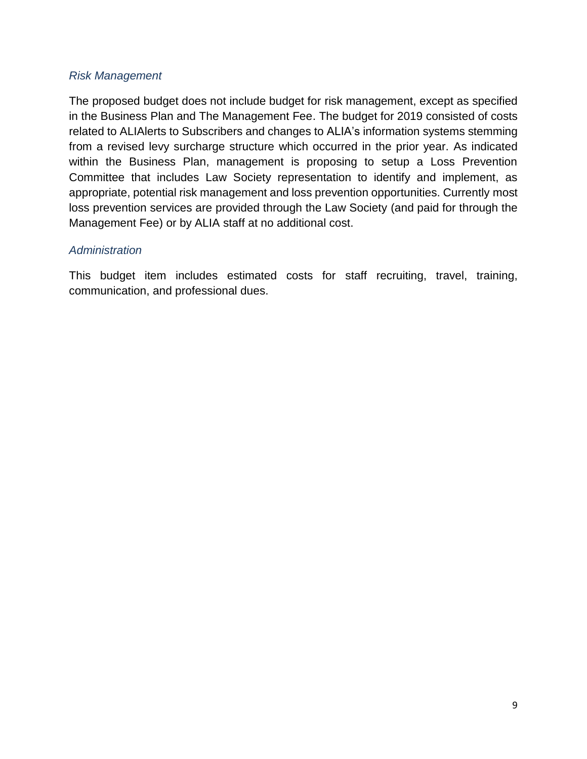*Risk Management*

The proposed budget does not include budget for risk management, except as specified in the Business Plan and The Management Fee. The budget for 2019 consisted of costs related to ALIAlerts to Subscribers and changes to ALIA's information systems stemming from a revised levy surcharge structure which occurred in the prior year. As indicated within the Business Plan, management is proposing to setup a Loss Prevention Committee that includes Law Society representation to identify and implement, as appropriate, potential risk management and loss prevention opportunities. Currently most loss prevention services are provided through the Law Society (and paid for through the Management Fee) or by ALIA staff at no additional cost.

*Administration*

This budget item includes estimated costs for staff recruiting, travel, training, communication, and professional dues.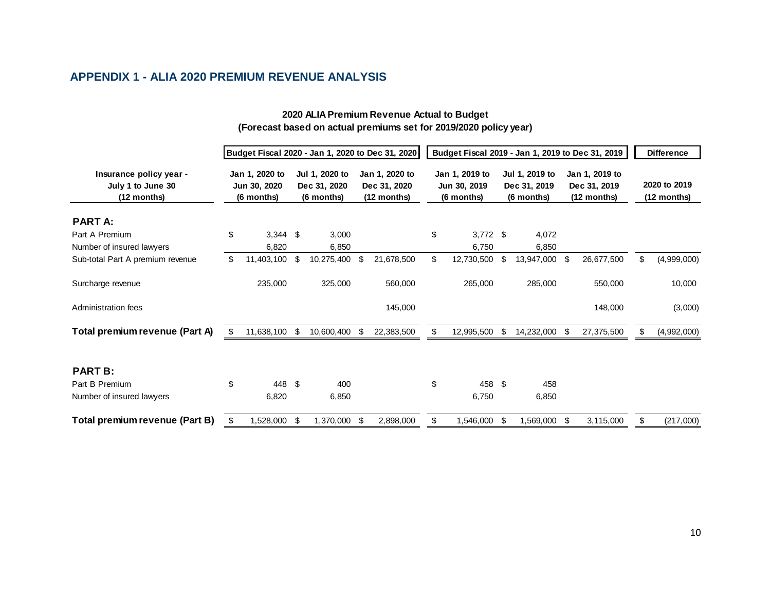## APPENDIX 1 - ALIA 2020 PREMIUM REVENUE ANALYSIS

**2020 ALIA Premium Revenue Actual to Budget**
**(Forecast based on actual premiums set for 2019/2020 policy year)**

| | Budget Fiscal 2020 - Jan 1, 2020 to Dec 31, 2020 | | | Budget Fiscal 2019 - Jan 1, 2019 to Dec 31, 2019 | | | Difference |
|---|---|---|---|---|---|---|---|
| **Insurance policy year - July 1 to June 30 (12 months)** | **Jan 1, 2020 to Jun 30, 2020 (6 months)** | **Jul 1, 2020 to Dec 31, 2020 (6 months)** | **Jan 1, 2020 to Dec 31, 2020 (12 months)** | **Jan 1, 2019 to Jun 30, 2019 (6 months)** | **Jul 1, 2019 to Dec 31, 2019 (6 months)** | **Jan 1, 2019 to Dec 31, 2019 (12 months)** | **2020 to 2019 (12 months)** |
| **PART A:** | | | | | | | |
| Part A Premium | $ 3,344 | $ 3,000 | | $ 3,772 | $ 4,072 | | |
| Number of insured lawyers | 6,820 | 6,850 | | 6,750 | 6,850 | | |
| Sub-total Part A premium revenue | $ 11,403,100 | $ 10,275,400 | $ 21,678,500 | $ 12,730,500 | $ 13,947,000 | $ 26,677,500 | $ (4,999,000) |
| Surcharge revenue | 235,000 | 325,000 | 560,000 | 265,000 | 285,000 | 550,000 | 10,000 |
| Administration fees | | | 145,000 | | | 148,000 | (3,000) |
| **Total premium revenue (Part A)** | $ 11,638,100 | $ 10,600,400 | $ 22,383,500 | $ 12,995,500 | $ 14,232,000 | $ 27,375,500 | $ (4,992,000) |
| **PART B:** | | | | | | | |
| Part B Premium | $ 448 | $ 400 | | $ 458 | $ 458 | | |
| Number of insured lawyers | 6,820 | 6,850 | | 6,750 | 6,850 | | |
| **Total premium revenue (Part B)** | $ 1,528,000 | $ 1,370,000 | $ 2,898,000 | $ 1,546,000 | $ 1,569,000 | $ 3,115,000 | $ (217,000) |